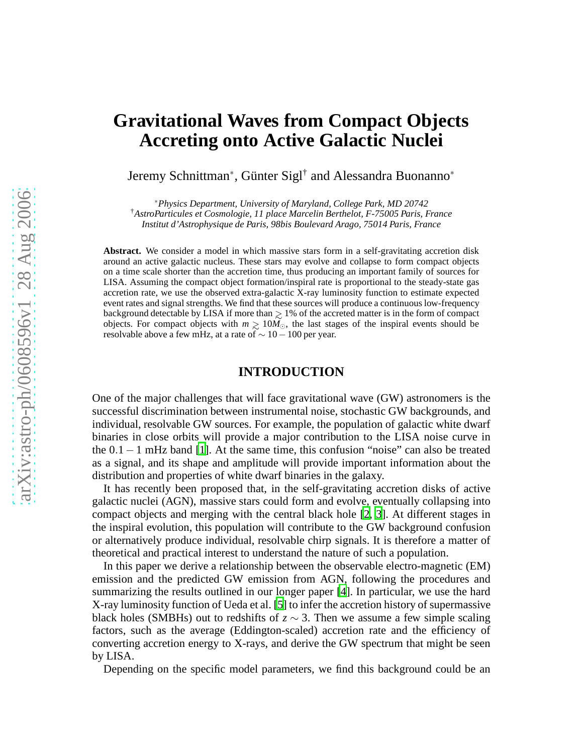# Gravitational Waves from Compact Objects Accreting onto Active Galactic Nuclei

Jeremy Schnittman[*], Günter Sigl[†] and Alessandra Buonanno[*]

[*]*Physics Department, University of Maryland, College Park, MD 20742*
[†]*AstroParticules et Cosmologie, 11 place Marcelin Berthelot, F-75005 Paris, France*
*Institut d'Astrophysique de Paris, 98bis Boulevard Arago, 75014 Paris, France*

**Abstract.** We consider a model in which massive stars form in a self-gravitating accretion disk around an active galactic nucleus. These stars may evolve and collapse to form compact objects on a time scale shorter than the accretion time, thus producing an important family of sources for LISA. Assuming the compact object formation/inspiral rate is proportional to the steady-state gas accretion rate, we use the observed extra-galactic X-ray luminosity function to estimate expected event rates and signal strengths. We find that these sources will produce a continuous low-frequency background detectable by LISA if more than $\gtrsim 1\%$ of the accreted matter is in the form of compact objects. For compact objects with $m \gtrsim 10 M_\odot$, the last stages of the inspiral events should be resolvable above a few mHz, at a rate of $\sim 10-100$ per year.

## INTRODUCTION

One of the major challenges that will face gravitational wave (GW) astronomers is the successful discrimination between instrumental noise, stochastic GW backgrounds, and individual, resolvable GW sources. For example, the population of galactic white dwarf binaries in close orbits will provide a major contribution to the LISA noise curve in the $0.1-1$ mHz band [1]. At the same time, this confusion "noise" can also be treated as a signal, and its shape and amplitude will provide important information about the distribution and properties of white dwarf binaries in the galaxy.

It has recently been proposed that, in the self-gravitating accretion disks of active galactic nuclei (AGN), massive stars could form and evolve, eventually collapsing into compact objects and merging with the central black hole [2, 3]. At different stages in the inspiral evolution, this population will contribute to the GW background confusion or alternatively produce individual, resolvable chirp signals. It is therefore a matter of theoretical and practical interest to understand the nature of such a population.

In this paper we derive a relationship between the observable electro-magnetic (EM) emission and the predicted GW emission from AGN, following the procedures and summarizing the results outlined in our longer paper [4]. In particular, we use the hard X-ray luminosity function of Ueda et al. [5] to infer the accretion history of supermassive black holes (SMBHs) out to redshifts of $z \sim 3$. Then we assume a few simple scaling factors, such as the average (Eddington-scaled) accretion rate and the efficiency of converting accretion energy to X-rays, and derive the GW spectrum that might be seen by LISA.

Depending on the specific model parameters, we find this background could be an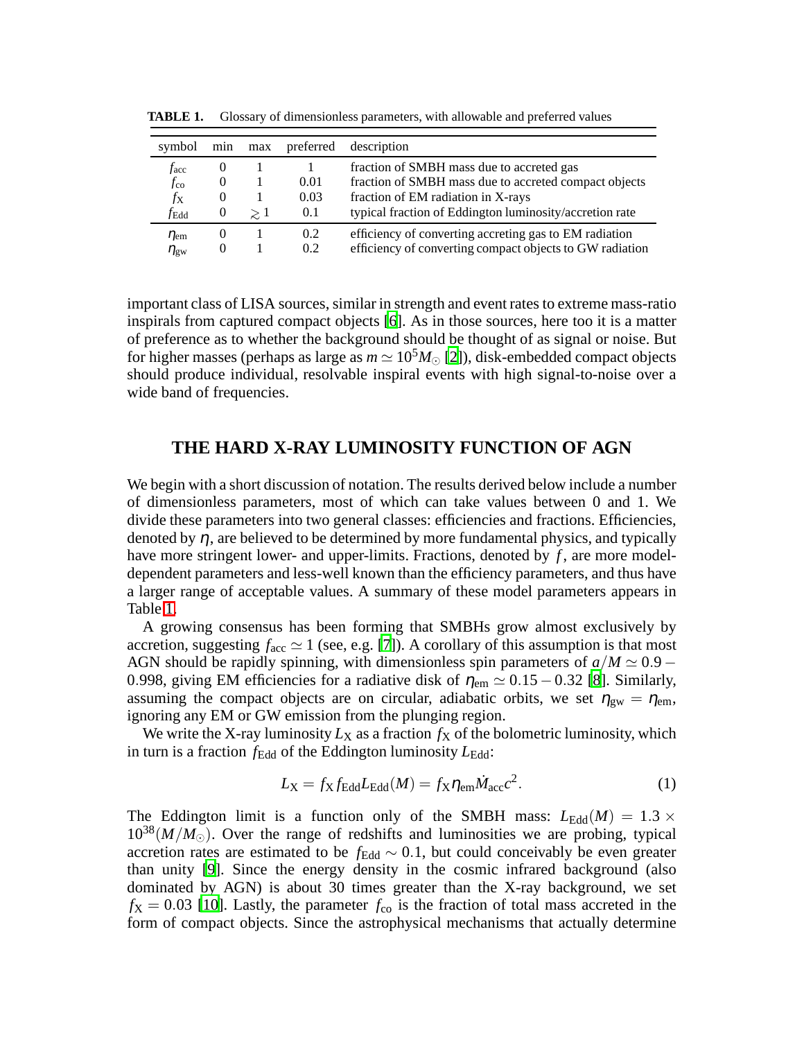**TABLE 1.** Glossary of dimensionless parameters, with allowable and preferred values

| symbol | min | max | preferred | description |
|---|---|---|---|---|
| $f_{\rm acc}$ | 0 | 1 | 1 | fraction of SMBH mass due to accreted gas |
| $f_{\rm co}$ | 0 | 1 | 0.01 | fraction of SMBH mass due to accreted compact objects |
| $f_{\rm X}$ | 0 | 1 | 0.03 | fraction of EM radiation in X-rays |
| $f_{\rm Edd}$ | 0 | $\gtrsim 1$ | 0.1 | typical fraction of Eddington luminosity/accretion rate |
| $\eta_{\rm em}$ | 0 | 1 | 0.2 | efficiency of converting accreting gas to EM radiation |
| $\eta_{\rm gw}$ | 0 | 1 | 0.2 | efficiency of converting compact objects to GW radiation |

important class of LISA sources, similar in strength and event rates to extreme mass-ratio inspirals from captured compact objects [6]. As in those sources, here too it is a matter of preference as to whether the background should be thought of as signal or noise. But for higher masses (perhaps as large as $m \simeq 10^5 M_\odot$ [2]), disk-embedded compact objects should produce individual, resolvable inspiral events with high signal-to-noise over a wide band of frequencies.

## THE HARD X-RAY LUMINOSITY FUNCTION OF AGN

We begin with a short discussion of notation. The results derived below include a number of dimensionless parameters, most of which can take values between 0 and 1. We divide these parameters into two general classes: efficiencies and fractions. Efficiencies, denoted by $\eta$, are believed to be determined by more fundamental physics, and typically have more stringent lower- and upper-limits. Fractions, denoted by $f$, are more model-dependent parameters and less-well known than the efficiency parameters, and thus have a larger range of acceptable values. A summary of these model parameters appears in Table 1.

A growing consensus has been forming that SMBHs grow almost exclusively by accretion, suggesting $f_{\rm acc} \simeq 1$ (see, e.g. [7]). A corollary of this assumption is that most AGN should be rapidly spinning, with dimensionless spin parameters of $a/M \simeq 0.9-0.998$, giving EM efficiencies for a radiative disk of $\eta_{\rm em} \simeq 0.15-0.32$ [8]. Similarly, assuming the compact objects are on circular, adiabatic orbits, we set $\eta_{\rm gw} = \eta_{\rm em}$, ignoring any EM or GW emission from the plunging region.

We write the X-ray luminosity $L_{\rm X}$ as a fraction $f_{\rm X}$ of the bolometric luminosity, which in turn is a fraction $f_{\rm Edd}$ of the Eddington luminosity $L_{\rm Edd}$:

$$L_{\rm X} = f_{\rm X} f_{\rm Edd} L_{\rm Edd}(M) = f_{\rm X} \eta_{\rm em} \dot{M}_{\rm acc} c^2. \tag{1}$$

The Eddington limit is a function only of the SMBH mass: $L_{\rm Edd}(M) = 1.3 \times 10^{38} (M/M_\odot)$. Over the range of redshifts and luminosities we are probing, typical accretion rates are estimated to be $f_{\rm Edd} \sim 0.1$, but could conceivably be even greater than unity [9]. Since the energy density in the cosmic infrared background (also dominated by AGN) is about 30 times greater than the X-ray background, we set $f_{\rm X} = 0.03$ [10]. Lastly, the parameter $f_{\rm co}$ is the fraction of total mass accreted in the form of compact objects. Since the astrophysical mechanisms that actually determine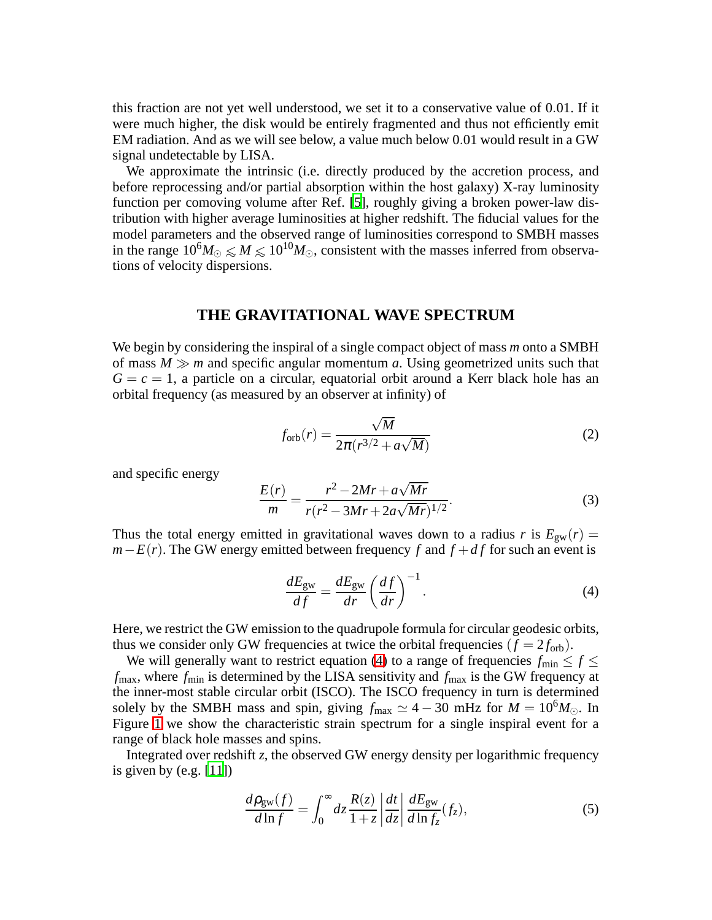this fraction are not yet well understood, we set it to a conservative value of 0.01. If it were much higher, the disk would be entirely fragmented and thus not efficiently emit EM radiation. And as we will see below, a value much below 0.01 would result in a GW signal undetectable by LISA.

We approximate the intrinsic (i.e. directly produced by the accretion process, and before reprocessing and/or partial absorption within the host galaxy) X-ray luminosity function per comoving volume after Ref. [5], roughly giving a broken power-law distribution with higher average luminosities at higher redshift. The fiducial values for the model parameters and the observed range of luminosities correspond to SMBH masses in the range $10^6 M_\odot \lesssim M \lesssim 10^{10} M_\odot$, consistent with the masses inferred from observations of velocity dispersions.

## THE GRAVITATIONAL WAVE SPECTRUM

We begin by considering the inspiral of a single compact object of mass $m$ onto a SMBH of mass $M \gg m$ and specific angular momentum $a$. Using geometrized units such that $G = c = 1$, a particle on a circular, equatorial orbit around a Kerr black hole has an orbital frequency (as measured by an observer at infinity) of

$$f_{\rm orb}(r) = \frac{\sqrt{M}}{2\pi(r^{3/2} + a\sqrt{M})} \tag{2}$$

and specific energy

$$\frac{E(r)}{m} = \frac{r^2 - 2Mr + a\sqrt{Mr}}{r(r^2 - 3Mr + 2a\sqrt{Mr})^{1/2}}. \tag{3}$$

Thus the total energy emitted in gravitational waves down to a radius $r$ is $E_{\rm gw}(r) = m - E(r)$. The GW energy emitted between frequency $f$ and $f + df$ for such an event is

$$\frac{dE_{\rm gw}}{df} = \frac{dE_{\rm gw}}{dr}\left(\frac{df}{dr}\right)^{-1}. \tag{4}$$

Here, we restrict the GW emission to the quadrupole formula for circular geodesic orbits, thus we consider only GW frequencies at twice the orbital frequencies ($f = 2f_{\rm orb}$).

We will generally want to restrict equation (4) to a range of frequencies $f_{\rm min} \leq f \leq f_{\rm max}$, where $f_{\rm min}$ is determined by the LISA sensitivity and $f_{\rm max}$ is the GW frequency at the inner-most stable circular orbit (ISCO). The ISCO frequency in turn is determined solely by the SMBH mass and spin, giving $f_{\rm max} \simeq 4 - 30$ mHz for $M = 10^6 M_\odot$. In Figure 1 we show the characteristic strain spectrum for a single inspiral event for a range of black hole masses and spins.

Integrated over redshift $z$, the observed GW energy density per logarithmic frequency is given by (e.g. [11])

$$\frac{d\rho_{\rm gw}(f)}{d\ln f} = \int_0^\infty dz \, \frac{R(z)}{1+z}\left|\frac{dt}{dz}\right| \frac{dE_{\rm gw}}{d\ln f_z}(f_z), \tag{5}$$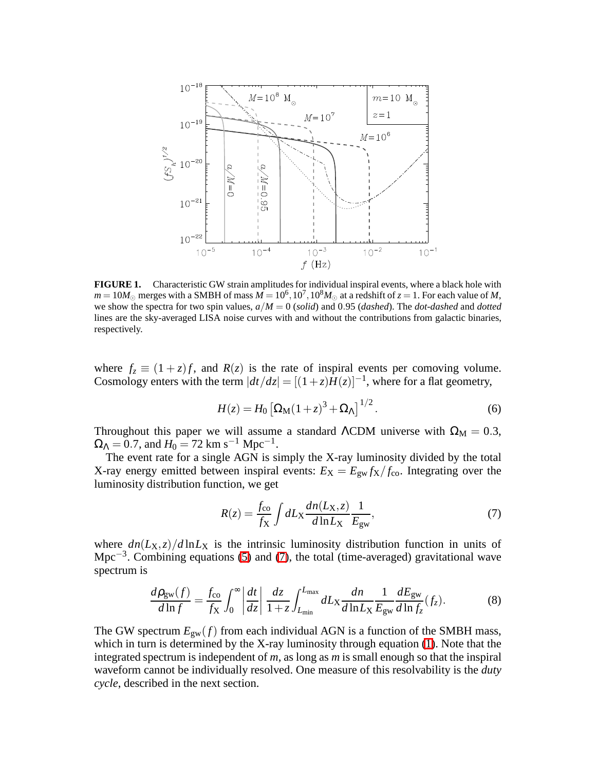**FIGURE 1.** Characteristic GW strain amplitudes for individual inspiral events, where a black hole with $m = 10M_\odot$ merges with a SMBH of mass $M = 10^6, 10^7, 10^8 M_\odot$ at a redshift of $z = 1$. For each value of $M$, we show the spectra for two spin values, $a/M = 0$ (*solid*) and 0.95 (*dashed*). The *dot-dashed* and *dotted* lines are the sky-averaged LISA noise curves with and without the contributions from galactic binaries, respectively.

where $f_z \equiv (1+z)f$, and $R(z)$ is the rate of inspiral events per comoving volume. Cosmology enters with the term $|dt/dz| = [(1+z)H(z)]^{-1}$, where for a flat geometry,

$$H(z) = H_0 \left[\Omega_\mathrm{M}(1+z)^3 + \Omega_\Lambda\right]^{1/2}. \tag{6}$$

Throughout this paper we will assume a standard $\Lambda$CDM universe with $\Omega_\mathrm{M} = 0.3$, $\Omega_\Lambda = 0.7$, and $H_0 = 72$ km s$^{-1}$ Mpc$^{-1}$.

The event rate for a single AGN is simply the X-ray luminosity divided by the total X-ray energy emitted between inspiral events: $E_\mathrm{X} = E_\mathrm{gw} f_\mathrm{X}/f_\mathrm{co}$. Integrating over the luminosity distribution function, we get

$$R(z) = \frac{f_\mathrm{co}}{f_\mathrm{X}} \int dL_\mathrm{X} \frac{dn(L_\mathrm{X}, z)}{d\ln L_\mathrm{X}} \frac{1}{E_\mathrm{gw}}, \tag{7}$$

where $dn(L_\mathrm{X}, z)/d\ln L_\mathrm{X}$ is the intrinsic luminosity distribution function in units of Mpc$^{-3}$. Combining equations (5) and (7), the total (time-averaged) gravitational wave spectrum is

$$\frac{d\rho_\mathrm{gw}(f)}{d\ln f} = \frac{f_\mathrm{co}}{f_\mathrm{X}} \int_0^\infty \left|\frac{dt}{dz}\right| \frac{dz}{1+z} \int_{L_\mathrm{min}}^{L_\mathrm{max}} dL_\mathrm{X} \frac{dn}{d\ln L_\mathrm{X}} \frac{1}{E_\mathrm{gw}} \frac{dE_\mathrm{gw}}{d\ln f_z}(f_z). \tag{8}$$

The GW spectrum $E_\mathrm{gw}(f)$ from each individual AGN is a function of the SMBH mass, which in turn is determined by the X-ray luminosity through equation (1). Note that the integrated spectrum is independent of $m$, as long as $m$ is small enough so that the inspiral waveform cannot be individually resolved. One measure of this resolvability is the *duty cycle*, described in the next section.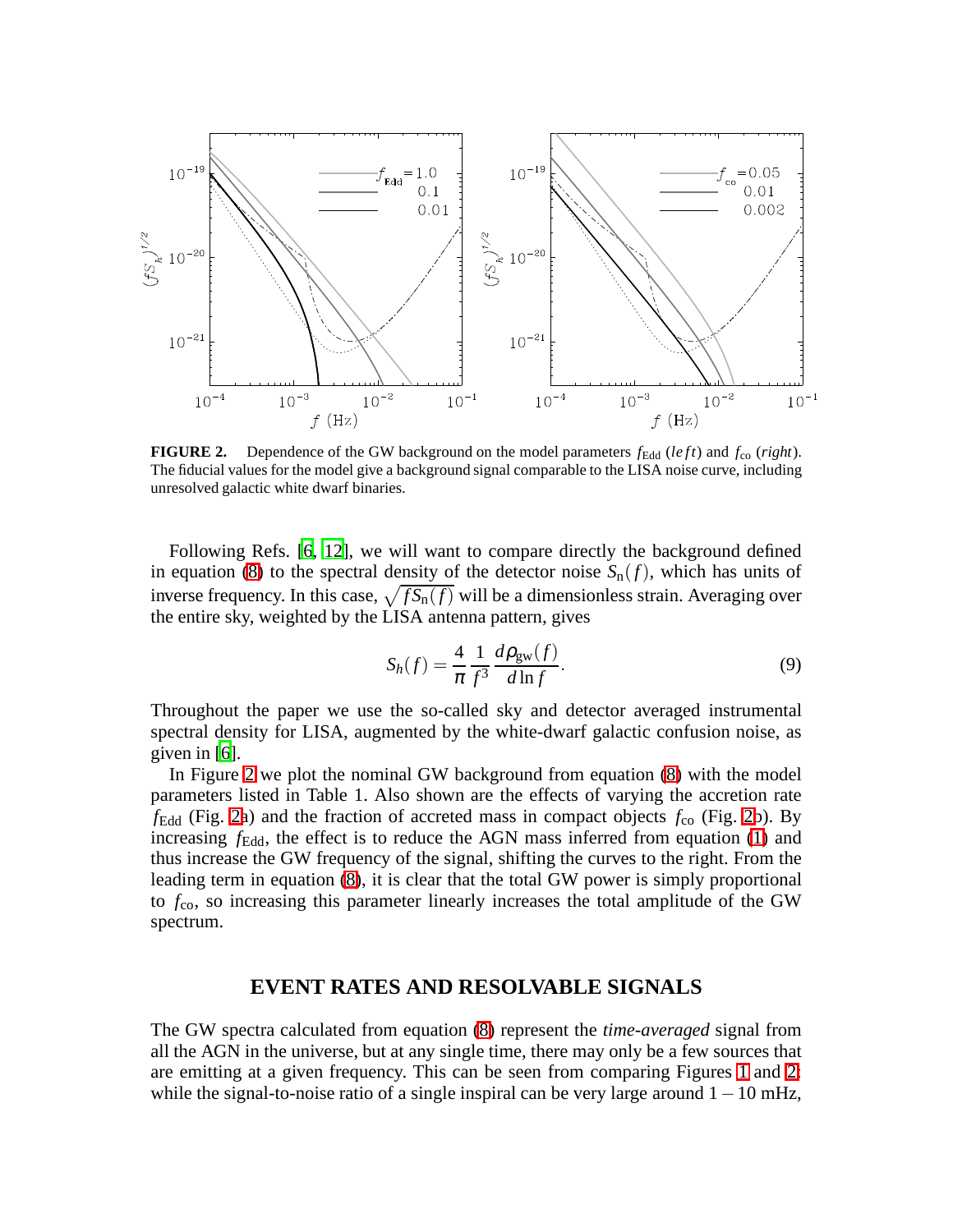**FIGURE 2.** Dependence of the GW background on the model parameters $f_{\rm Edd}$ (*left*) and $f_{\rm co}$ (*right*). The fiducial values for the model give a background signal comparable to the LISA noise curve, including unresolved galactic white dwarf binaries.

Following Refs. [6, 12], we will want to compare directly the background defined in equation (8) to the spectral density of the detector noise $S_{\rm n}(f)$, which has units of inverse frequency. In this case, $\sqrt{fS_{\rm n}(f)}$ will be a dimensionless strain. Averaging over the entire sky, weighted by the LISA antenna pattern, gives

$$S_h(f) = \frac{4}{\pi}\frac{1}{f^3}\frac{d\rho_{\rm gw}(f)}{d\ln f}. \tag{9}$$

Throughout the paper we use the so-called sky and detector averaged instrumental spectral density for LISA, augmented by the white-dwarf galactic confusion noise, as given in [6].

In Figure 2 we plot the nominal GW background from equation (8) with the model parameters listed in Table 1. Also shown are the effects of varying the accretion rate $f_{\rm Edd}$ (Fig. 2a) and the fraction of accreted mass in compact objects $f_{\rm co}$ (Fig. 2b). By increasing $f_{\rm Edd}$, the effect is to reduce the AGN mass inferred from equation (1) and thus increase the GW frequency of the signal, shifting the curves to the right. From the leading term in equation (8), it is clear that the total GW power is simply proportional to $f_{\rm co}$, so increasing this parameter linearly increases the total amplitude of the GW spectrum.

## EVENT RATES AND RESOLVABLE SIGNALS

The GW spectra calculated from equation (8) represent the *time-averaged* signal from all the AGN in the universe, but at any single time, there may only be a few sources that are emitting at a given frequency. This can be seen from comparing Figures 1 and 2: while the signal-to-noise ratio of a single inspiral can be very large around $1-10$ mHz,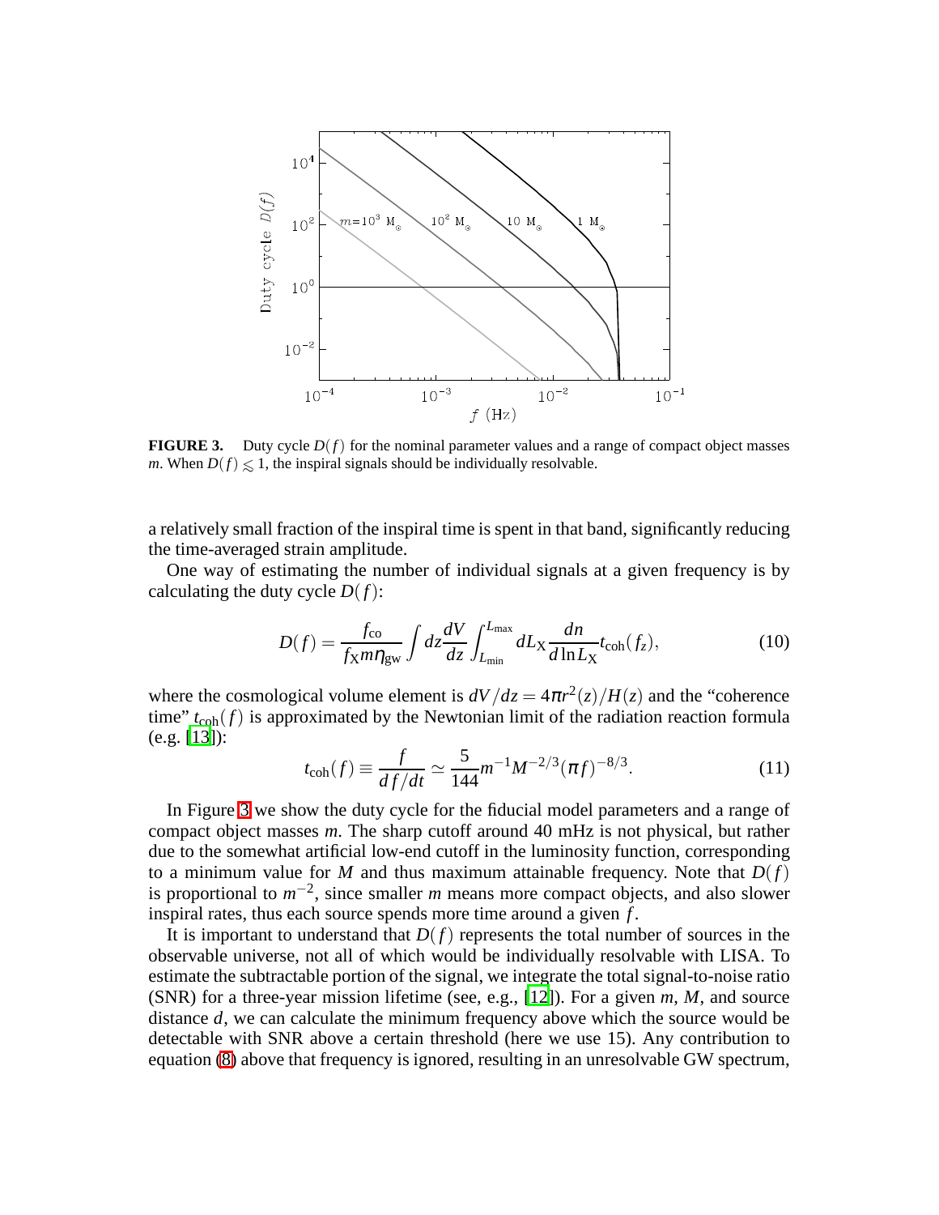**FIGURE 3.** Duty cycle $D(f)$ for the nominal parameter values and a range of compact object masses $m$. When $D(f) \lesssim 1$, the inspiral signals should be individually resolvable.

a relatively small fraction of the inspiral time is spent in that band, significantly reducing the time-averaged strain amplitude.

One way of estimating the number of individual signals at a given frequency is by calculating the duty cycle $D(f)$:

$$D(f) = \frac{f_{\rm co}}{f_{\rm X} m \eta_{\rm gw}} \int dz \frac{dV}{dz} \int_{L_{\rm min}}^{L_{\rm max}} dL_{\rm X} \frac{dn}{d\ln L_{\rm X}} t_{\rm coh}(f_z), \tag{10}$$

where the cosmological volume element is $dV/dz = 4\pi r^2(z)/H(z)$ and the "coherence time" $t_{\rm coh}(f)$ is approximated by the Newtonian limit of the radiation reaction formula (e.g. [13]):

$$t_{\rm coh}(f) \equiv \frac{f}{df/dt} \simeq \frac{5}{144} m^{-1} M^{-2/3} (\pi f)^{-8/3}. \tag{11}$$

In Figure 3 we show the duty cycle for the fiducial model parameters and a range of compact object masses $m$. The sharp cutoff around 40 mHz is not physical, but rather due to the somewhat artificial low-end cutoff in the luminosity function, corresponding to a minimum value for $M$ and thus maximum attainable frequency. Note that $D(f)$ is proportional to $m^{-2}$, since smaller $m$ means more compact objects, and also slower inspiral rates, thus each source spends more time around a given $f$.

It is important to understand that $D(f)$ represents the total number of sources in the observable universe, not all of which would be individually resolvable with LISA. To estimate the subtractable portion of the signal, we integrate the total signal-to-noise ratio (SNR) for a three-year mission lifetime (see, e.g., [12]). For a given $m$, $M$, and source distance $d$, we can calculate the minimum frequency above which the source would be detectable with SNR above a certain threshold (here we use 15). Any contribution to equation (8) above that frequency is ignored, resulting in an unresolvable GW spectrum,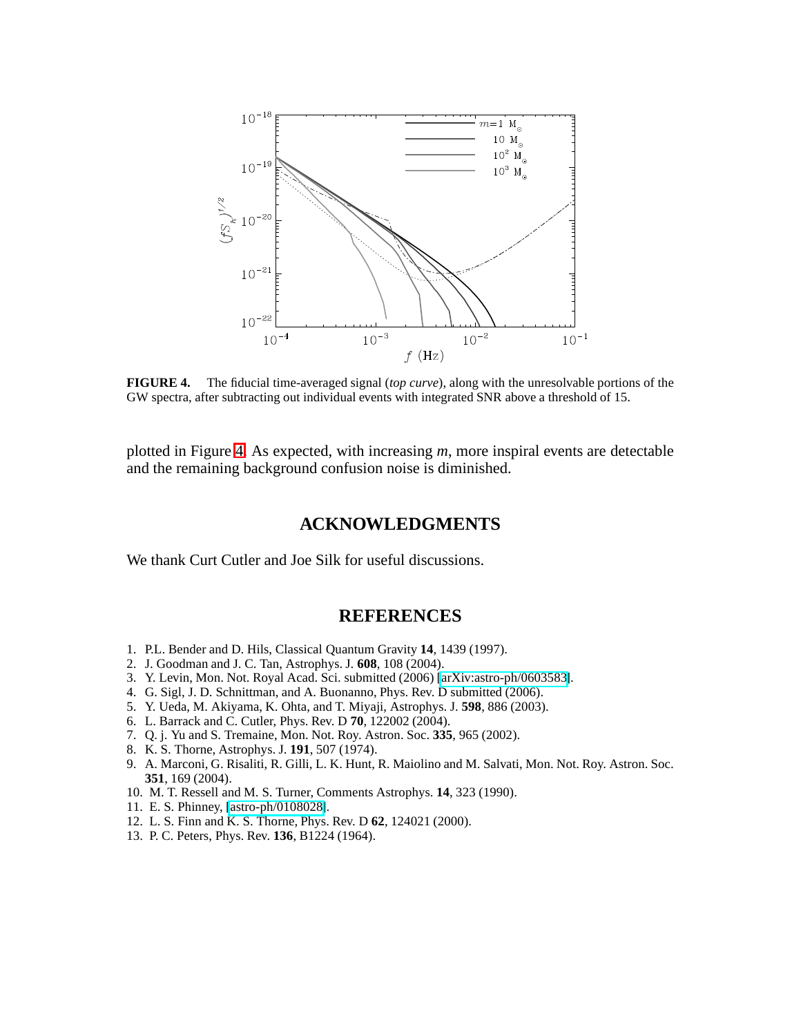$10^{-18}$

$10^{-19}$

$10^{-20}$

$10^{-21}$

$10^{-22}$

$(fS_h)^{1/2}$

$10^{-4}$ $10^{-3}$ $10^{-2}$ $10^{-1}$

$f$ (Hz)

$m$=1 $M_\odot$

10 $M_\odot$

$10^2$ $M_\odot$

$10^3$ $M_\odot$

**FIGURE 4.** The fiducial time-averaged signal (*top curve*), along with the unresolvable portions of the GW spectra, after subtracting out individual events with integrated SNR above a threshold of 15.

plotted in Figure 4. As expected, with increasing *m*, more inspiral events are detectable and the remaining background confusion noise is diminished.

## ACKNOWLEDGMENTS

We thank Curt Cutler and Joe Silk for useful discussions.

## REFERENCES

1. P.L. Bender and D. Hils, Classical Quantum Gravity **14**, 1439 (1997).
2. J. Goodman and J. C. Tan, Astrophys. J. **608**, 108 (2004).
3. Y. Levin, Mon. Not. Royal Acad. Sci. submitted (2006) [arXiv:astro-ph/0603583].
4. G. Sigl, J. D. Schnittman, and A. Buonanno, Phys. Rev. D submitted (2006).
5. Y. Ueda, M. Akiyama, K. Ohta, and T. Miyaji, Astrophys. J. **598**, 886 (2003).
6. L. Barrack and C. Cutler, Phys. Rev. D **70**, 122002 (2004).
7. Q. j. Yu and S. Tremaine, Mon. Not. Roy. Astron. Soc. **335**, 965 (2002).
8. K. S. Thorne, Astrophys. J. **191**, 507 (1974).
9. A. Marconi, G. Risaliti, R. Gilli, L. K. Hunt, R. Maiolino and M. Salvati, Mon. Not. Roy. Astron. Soc. **351**, 169 (2004).
10. M. T. Ressell and M. S. Turner, Comments Astrophys. **14**, 323 (1990).
11. E. S. Phinney, [astro-ph/0108028].
12. L. S. Finn and K. S. Thorne, Phys. Rev. D **62**, 124021 (2000).
13. P. C. Peters, Phys. Rev. **136**, B1224 (1964).